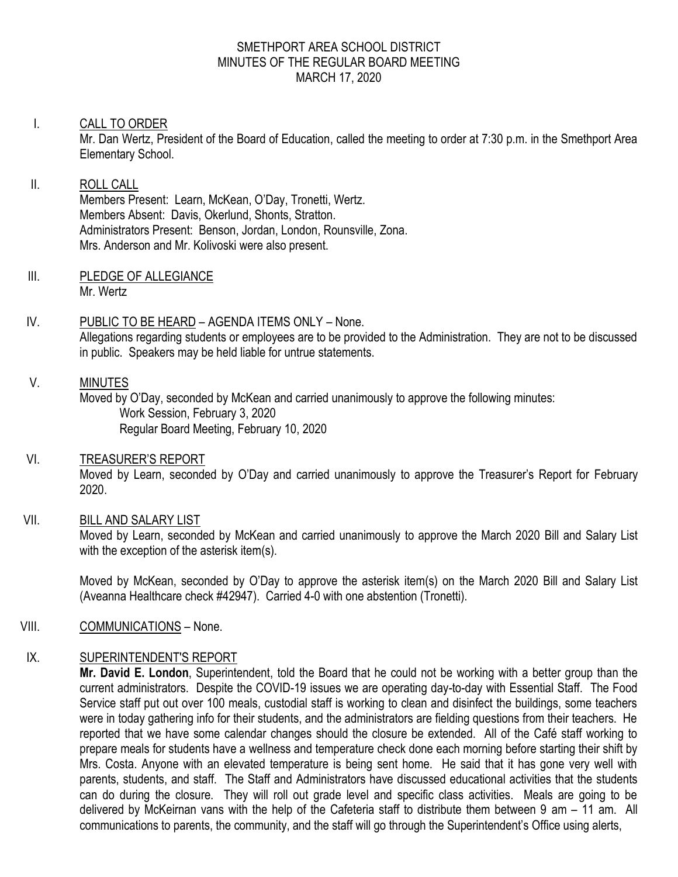SMETHPORT AREA SCHOOL DISTRICT
MINUTES OF THE REGULAR BOARD MEETING
MARCH 17, 2020

I. CALL TO ORDER

Mr. Dan Wertz, President of the Board of Education, called the meeting to order at 7:30 p.m. in the Smethport Area Elementary School.

II. ROLL CALL

Members Present: Learn, McKean, O'Day, Tronetti, Wertz.
Members Absent: Davis, Okerlund, Shonts, Stratton.
Administrators Present: Benson, Jordan, London, Rounsville, Zona.
Mrs. Anderson and Mr. Kolivoski were also present.

III. PLEDGE OF ALLEGIANCE

Mr. Wertz

IV. PUBLIC TO BE HEARD – AGENDA ITEMS ONLY – None.

Allegations regarding students or employees are to be provided to the Administration. They are not to be discussed in public. Speakers may be held liable for untrue statements.

V. MINUTES

Moved by O'Day, seconded by McKean and carried unanimously to approve the following minutes:
Work Session, February 3, 2020
Regular Board Meeting, February 10, 2020

VI. TREASURER'S REPORT

Moved by Learn, seconded by O'Day and carried unanimously to approve the Treasurer's Report for February 2020.

VII. BILL AND SALARY LIST

Moved by Learn, seconded by McKean and carried unanimously to approve the March 2020 Bill and Salary List with the exception of the asterisk item(s).

Moved by McKean, seconded by O'Day to approve the asterisk item(s) on the March 2020 Bill and Salary List (Aveanna Healthcare check #42947). Carried 4-0 with one abstention (Tronetti).

VIII. COMMUNICATIONS – None.

IX. SUPERINTENDENT'S REPORT

**Mr. David E. London**, Superintendent, told the Board that he could not be working with a better group than the current administrators. Despite the COVID-19 issues we are operating day-to-day with Essential Staff. The Food Service staff put out over 100 meals, custodial staff is working to clean and disinfect the buildings, some teachers were in today gathering info for their students, and the administrators are fielding questions from their teachers. He reported that we have some calendar changes should the closure be extended. All of the Café staff working to prepare meals for students have a wellness and temperature check done each morning before starting their shift by Mrs. Costa. Anyone with an elevated temperature is being sent home. He said that it has gone very well with parents, students, and staff. The Staff and Administrators have discussed educational activities that the students can do during the closure. They will roll out grade level and specific class activities. Meals are going to be delivered by McKeirnan vans with the help of the Cafeteria staff to distribute them between 9 am – 11 am. All communications to parents, the community, and the staff will go through the Superintendent's Office using alerts,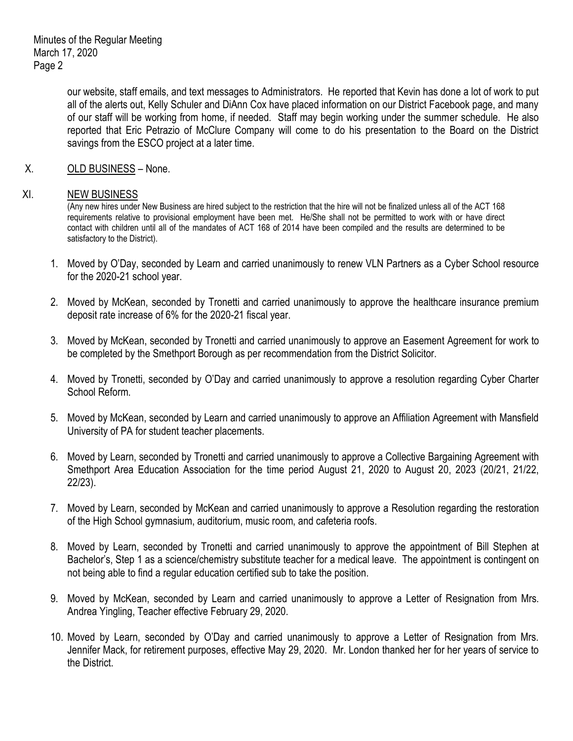our website, staff emails, and text messages to Administrators. He reported that Kevin has done a lot of work to put all of the alerts out, Kelly Schuler and DiAnn Cox have placed information on our District Facebook page, and many of our staff will be working from home, if needed. Staff may begin working under the summer schedule. He also reported that Eric Petrazio of McClure Company will come to do his presentation to the Board on the District savings from the ESCO project at a later time.

X. OLD BUSINESS – None.

XI. NEW BUSINESS

(Any new hires under New Business are hired subject to the restriction that the hire will not be finalized unless all of the ACT 168 requirements relative to provisional employment have been met. He/She shall not be permitted to work with or have direct contact with children until all of the mandates of ACT 168 of 2014 have been compiled and the results are determined to be satisfactory to the District).

1. Moved by O'Day, seconded by Learn and carried unanimously to renew VLN Partners as a Cyber School resource for the 2020-21 school year.

2. Moved by McKean, seconded by Tronetti and carried unanimously to approve the healthcare insurance premium deposit rate increase of 6% for the 2020-21 fiscal year.

3. Moved by McKean, seconded by Tronetti and carried unanimously to approve an Easement Agreement for work to be completed by the Smethport Borough as per recommendation from the District Solicitor.

4. Moved by Tronetti, seconded by O'Day and carried unanimously to approve a resolution regarding Cyber Charter School Reform.

5. Moved by McKean, seconded by Learn and carried unanimously to approve an Affiliation Agreement with Mansfield University of PA for student teacher placements.

6. Moved by Learn, seconded by Tronetti and carried unanimously to approve a Collective Bargaining Agreement with Smethport Area Education Association for the time period August 21, 2020 to August 20, 2023 (20/21, 21/22, 22/23).

7. Moved by Learn, seconded by McKean and carried unanimously to approve a Resolution regarding the restoration of the High School gymnasium, auditorium, music room, and cafeteria roofs.

8. Moved by Learn, seconded by Tronetti and carried unanimously to approve the appointment of Bill Stephen at Bachelor's, Step 1 as a science/chemistry substitute teacher for a medical leave. The appointment is contingent on not being able to find a regular education certified sub to take the position.

9. Moved by McKean, seconded by Learn and carried unanimously to approve a Letter of Resignation from Mrs. Andrea Yingling, Teacher effective February 29, 2020.

10. Moved by Learn, seconded by O'Day and carried unanimously to approve a Letter of Resignation from Mrs. Jennifer Mack, for retirement purposes, effective May 29, 2020. Mr. London thanked her for her years of service to the District.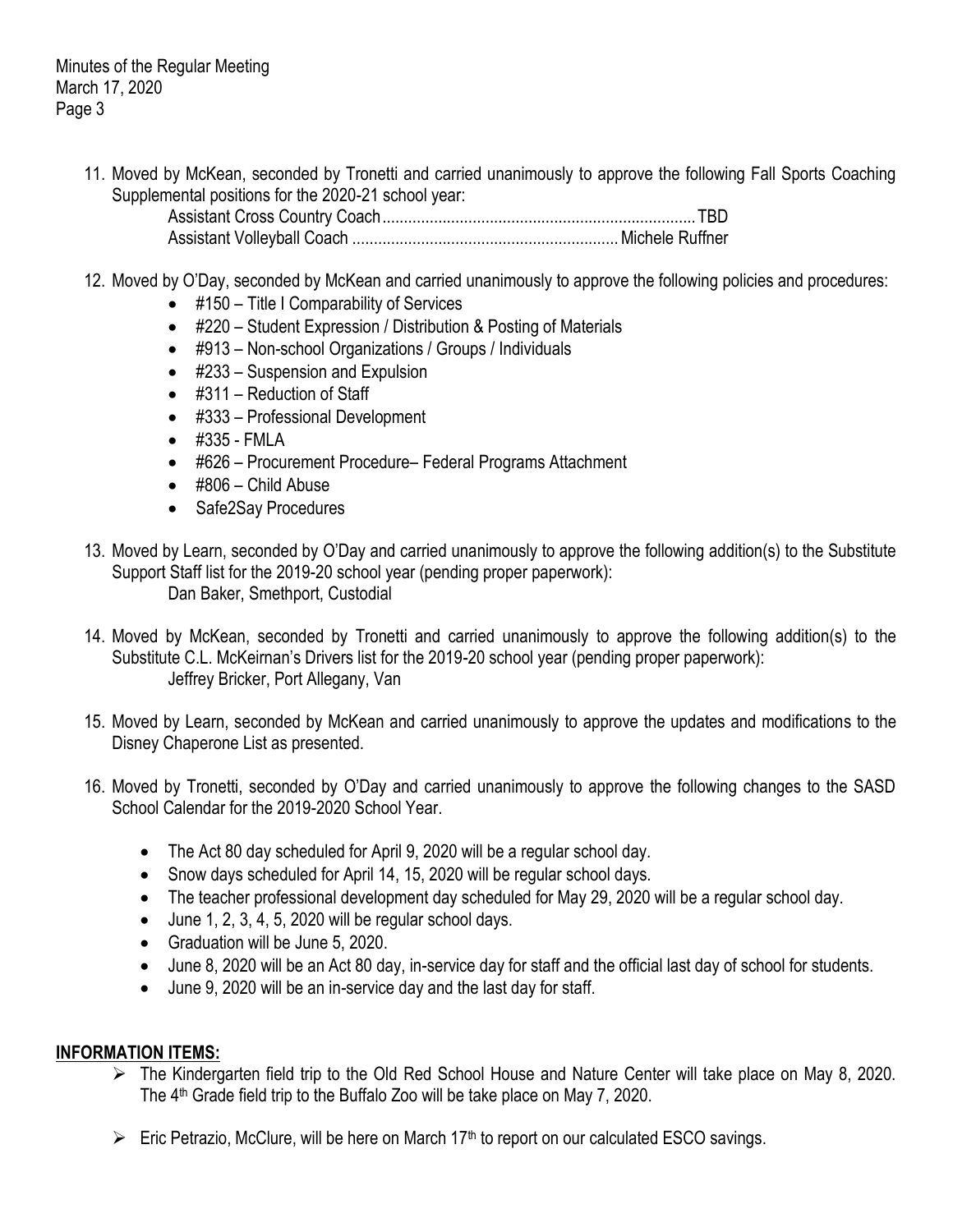11. Moved by McKean, seconded by Tronetti and carried unanimously to approve the following Fall Sports Coaching Supplemental positions for the 2020-21 school year:

    Assistant Cross Country Coach........................................................................ TBD
    Assistant Volleyball Coach ............................................................ Michele Ruffner

12. Moved by O'Day, seconded by McKean and carried unanimously to approve the following policies and procedures:
    - #150 – Title I Comparability of Services
    - #220 – Student Expression / Distribution & Posting of Materials
    - #913 – Non-school Organizations / Groups / Individuals
    - #233 – Suspension and Expulsion
    - #311 – Reduction of Staff
    - #333 – Professional Development
    - #335 - FMLA
    - #626 – Procurement Procedure– Federal Programs Attachment
    - #806 – Child Abuse
    - Safe2Say Procedures

13. Moved by Learn, seconded by O'Day and carried unanimously to approve the following addition(s) to the Substitute Support Staff list for the 2019-20 school year (pending proper paperwork):

    Dan Baker, Smethport, Custodial

14. Moved by McKean, seconded by Tronetti and carried unanimously to approve the following addition(s) to the Substitute C.L. McKeirnan's Drivers list for the 2019-20 school year (pending proper paperwork):

    Jeffrey Bricker, Port Allegany, Van

15. Moved by Learn, seconded by McKean and carried unanimously to approve the updates and modifications to the Disney Chaperone List as presented.

16. Moved by Tronetti, seconded by O'Day and carried unanimously to approve the following changes to the SASD School Calendar for the 2019-2020 School Year.
    - The Act 80 day scheduled for April 9, 2020 will be a regular school day.
    - Snow days scheduled for April 14, 15, 2020 will be regular school days.
    - The teacher professional development day scheduled for May 29, 2020 will be a regular school day.
    - June 1, 2, 3, 4, 5, 2020 will be regular school days.
    - Graduation will be June 5, 2020.
    - June 8, 2020 will be an Act 80 day, in-service day for staff and the official last day of school for students.
    - June 9, 2020 will be an in-service day and the last day for staff.

## INFORMATION ITEMS:

- The Kindergarten field trip to the Old Red School House and Nature Center will take place on May 8, 2020. The 4th Grade field trip to the Buffalo Zoo will be take place on May 7, 2020.
- Eric Petrazio, McClure, will be here on March 17th to report on our calculated ESCO savings.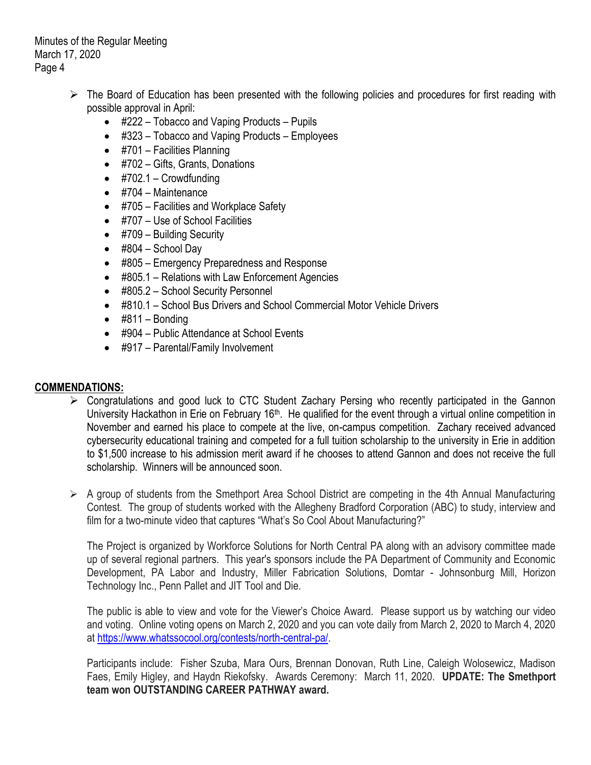- The Board of Education has been presented with the following policies and procedures for first reading with possible approval in April:
  - #222 – Tobacco and Vaping Products – Pupils
  - #323 – Tobacco and Vaping Products – Employees
  - #701 – Facilities Planning
  - #702 – Gifts, Grants, Donations
  - #702.1 – Crowdfunding
  - #704 – Maintenance
  - #705 – Facilities and Workplace Safety
  - #707 – Use of School Facilities
  - #709 – Building Security
  - #804 – School Day
  - #805 – Emergency Preparedness and Response
  - #805.1 – Relations with Law Enforcement Agencies
  - #805.2 – School Security Personnel
  - #810.1 – School Bus Drivers and School Commercial Motor Vehicle Drivers
  - #811 – Bonding
  - #904 – Public Attendance at School Events
  - #917 – Parental/Family Involvement

**COMMENDATIONS:**

- Congratulations and good luck to CTC Student Zachary Persing who recently participated in the Gannon University Hackathon in Erie on February 16th. He qualified for the event through a virtual online competition in November and earned his place to compete at the live, on-campus competition. Zachary received advanced cybersecurity educational training and competed for a full tuition scholarship to the university in Erie in addition to $1,500 increase to his admission merit award if he chooses to attend Gannon and does not receive the full scholarship. Winners will be announced soon.

- A group of students from the Smethport Area School District are competing in the 4th Annual Manufacturing Contest. The group of students worked with the Allegheny Bradford Corporation (ABC) to study, interview and film for a two-minute video that captures "What's So Cool About Manufacturing?"

  The Project is organized by Workforce Solutions for North Central PA along with an advisory committee made up of several regional partners. This year's sponsors include the PA Department of Community and Economic Development, PA Labor and Industry, Miller Fabrication Solutions, Domtar - Johnsonburg Mill, Horizon Technology Inc., Penn Pallet and JIT Tool and Die.

  The public is able to view and vote for the Viewer's Choice Award. Please support us by watching our video and voting. Online voting opens on March 2, 2020 and you can vote daily from March 2, 2020 to March 4, 2020 at https://www.whatssocool.org/contests/north-central-pa/.

  Participants include: Fisher Szuba, Mara Ours, Brennan Donovan, Ruth Line, Caleigh Wolosewicz, Madison Faes, Emily Higley, and Haydn Riekofsky. Awards Ceremony: March 11, 2020. **UPDATE: The Smethport team won OUTSTANDING CAREER PATHWAY award.**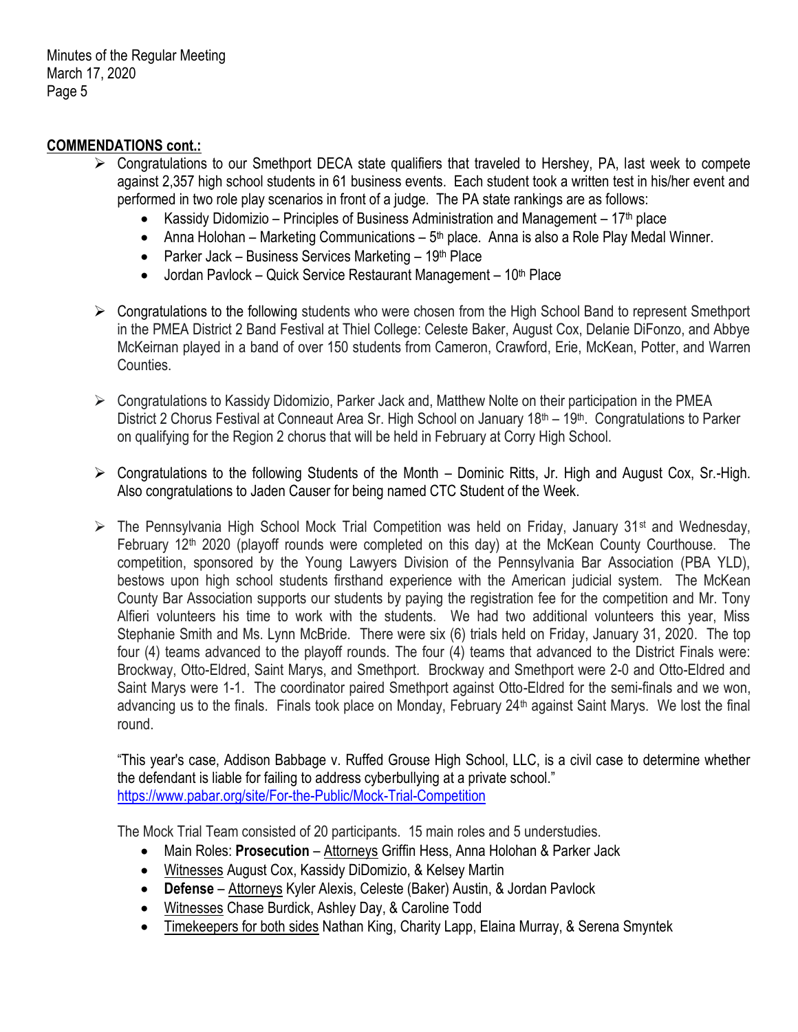**COMMENDATIONS cont.:**

- Congratulations to our Smethport DECA state qualifiers that traveled to Hershey, PA, last week to compete against 2,357 high school students in 61 business events. Each student took a written test in his/her event and performed in two role play scenarios in front of a judge. The PA state rankings are as follows:
  - Kassidy Didomizio – Principles of Business Administration and Management – 17th place
  - Anna Holohan – Marketing Communications – 5th place. Anna is also a Role Play Medal Winner.
  - Parker Jack – Business Services Marketing – 19th Place
  - Jordan Pavlock – Quick Service Restaurant Management – 10th Place

- Congratulations to the following students who were chosen from the High School Band to represent Smethport in the PMEA District 2 Band Festival at Thiel College: Celeste Baker, August Cox, Delanie DiFonzo, and Abbye McKeirnan played in a band of over 150 students from Cameron, Crawford, Erie, McKean, Potter, and Warren Counties.

- Congratulations to Kassidy Didomizio, Parker Jack and, Matthew Nolte on their participation in the PMEA District 2 Chorus Festival at Conneaut Area Sr. High School on January 18th – 19th. Congratulations to Parker on qualifying for the Region 2 chorus that will be held in February at Corry High School.

- Congratulations to the following Students of the Month – Dominic Ritts, Jr. High and August Cox, Sr.-High. Also congratulations to Jaden Causer for being named CTC Student of the Week.

- The Pennsylvania High School Mock Trial Competition was held on Friday, January 31st and Wednesday, February 12th 2020 (playoff rounds were completed on this day) at the McKean County Courthouse. The competition, sponsored by the Young Lawyers Division of the Pennsylvania Bar Association (PBA YLD), bestows upon high school students firsthand experience with the American judicial system. The McKean County Bar Association supports our students by paying the registration fee for the competition and Mr. Tony Alfieri volunteers his time to work with the students. We had two additional volunteers this year, Miss Stephanie Smith and Ms. Lynn McBride. There were six (6) trials held on Friday, January 31, 2020. The top four (4) teams advanced to the playoff rounds. The four (4) teams that advanced to the District Finals were: Brockway, Otto-Eldred, Saint Marys, and Smethport. Brockway and Smethport were 2-0 and Otto-Eldred and Saint Marys were 1-1. The coordinator paired Smethport against Otto-Eldred for the semi-finals and we won, advancing us to the finals. Finals took place on Monday, February 24th against Saint Marys. We lost the final round.

  "This year's case, Addison Babbage v. Ruffed Grouse High School, LLC, is a civil case to determine whether the defendant is liable for failing to address cyberbullying at a private school."
  https://www.pabar.org/site/For-the-Public/Mock-Trial-Competition

  The Mock Trial Team consisted of 20 participants. 15 main roles and 5 understudies.
  - Main Roles: **Prosecution** – Attorneys Griffin Hess, Anna Holohan & Parker Jack
  - Witnesses August Cox, Kassidy DiDomizio, & Kelsey Martin
  - **Defense** – Attorneys Kyler Alexis, Celeste (Baker) Austin, & Jordan Pavlock
  - Witnesses Chase Burdick, Ashley Day, & Caroline Todd
  - Timekeepers for both sides Nathan King, Charity Lapp, Elaina Murray, & Serena Smyntek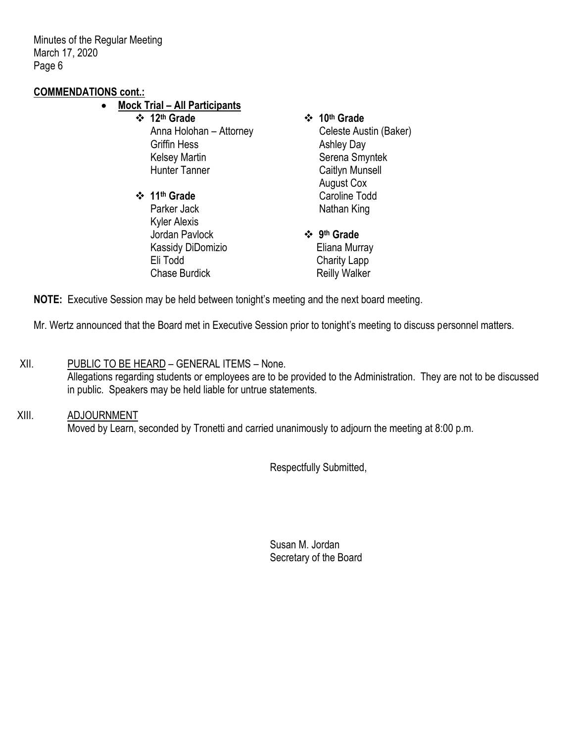**COMMENDATIONS cont.:**

- **Mock Trial – All Participants**
  - **12th Grade**
    Anna Holohan – Attorney
    Griffin Hess
    Kelsey Martin
    Hunter Tanner
  - **11th Grade**
    Parker Jack
    Kyler Alexis
    Jordan Pavlock
    Kassidy DiDomizio
    Eli Todd
    Chase Burdick
  - **10th Grade**
    Celeste Austin (Baker)
    Ashley Day
    Serena Smyntek
    Caitlyn Munsell
    August Cox
    Caroline Todd
    Nathan King
  - **9th Grade**
    Eliana Murray
    Charity Lapp
    Reilly Walker

**NOTE:** Executive Session may be held between tonight's meeting and the next board meeting.

Mr. Wertz announced that the Board met in Executive Session prior to tonight's meeting to discuss personnel matters.

XII. PUBLIC TO BE HEARD – GENERAL ITEMS – None.
Allegations regarding students or employees are to be provided to the Administration. They are not to be discussed in public. Speakers may be held liable for untrue statements.

XIII. ADJOURNMENT
Moved by Learn, seconded by Tronetti and carried unanimously to adjourn the meeting at 8:00 p.m.

Respectfully Submitted,

Susan M. Jordan
Secretary of the Board